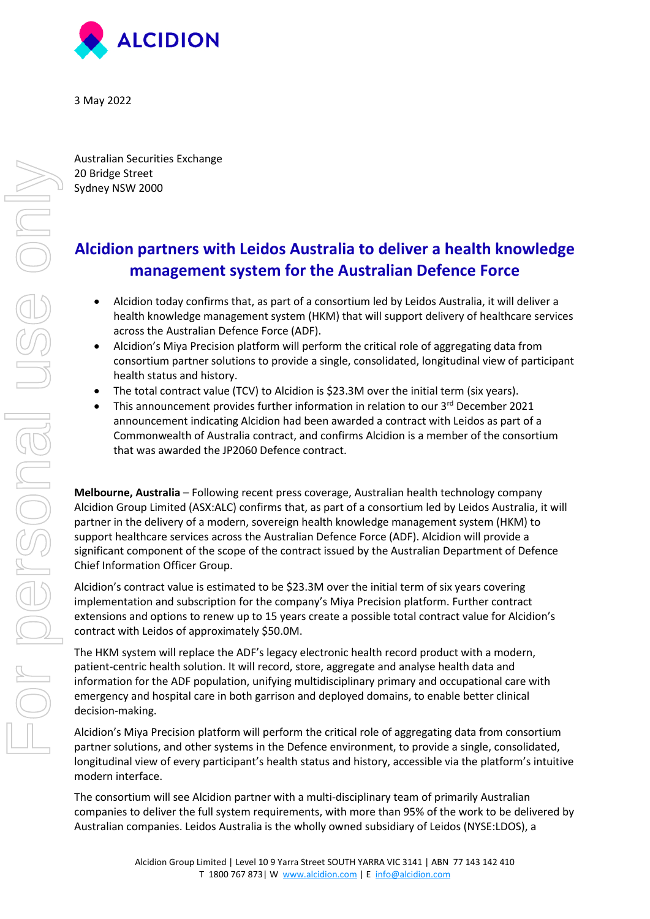3 May 2022

Australian Securities Exchange
20 Bridge Street
Sydney NSW 2000

# Alcidion partners with Leidos Australia to deliver a health knowledge management system for the Australian Defence Force

- Alcidion today confirms that, as part of a consortium led by Leidos Australia, it will deliver a health knowledge management system (HKM) that will support delivery of healthcare services across the Australian Defence Force (ADF).
- Alcidion's Miya Precision platform will perform the critical role of aggregating data from consortium partner solutions to provide a single, consolidated, longitudinal view of participant health status and history.
- The total contract value (TCV) to Alcidion is $23.3M over the initial term (six years).
- This announcement provides further information in relation to our 3rd December 2021 announcement indicating Alcidion had been awarded a contract with Leidos as part of a Commonwealth of Australia contract, and confirms Alcidion is a member of the consortium that was awarded the JP2060 Defence contract.

**Melbourne, Australia** – Following recent press coverage, Australian health technology company Alcidion Group Limited (ASX:ALC) confirms that, as part of a consortium led by Leidos Australia, it will partner in the delivery of a modern, sovereign health knowledge management system (HKM) to support healthcare services across the Australian Defence Force (ADF). Alcidion will provide a significant component of the scope of the contract issued by the Australian Department of Defence Chief Information Officer Group.

Alcidion's contract value is estimated to be $23.3M over the initial term of six years covering implementation and subscription for the company's Miya Precision platform. Further contract extensions and options to renew up to 15 years create a possible total contract value for Alcidion's contract with Leidos of approximately $50.0M.

The HKM system will replace the ADF's legacy electronic health record product with a modern, patient-centric health solution. It will record, store, aggregate and analyse health data and information for the ADF population, unifying multidisciplinary primary and occupational care with emergency and hospital care in both garrison and deployed domains, to enable better clinical decision-making.

Alcidion's Miya Precision platform will perform the critical role of aggregating data from consortium partner solutions, and other systems in the Defence environment, to provide a single, consolidated, longitudinal view of every participant's health status and history, accessible via the platform's intuitive modern interface.

The consortium will see Alcidion partner with a multi-disciplinary team of primarily Australian companies to deliver the full system requirements, with more than 95% of the work to be delivered by Australian companies. Leidos Australia is the wholly owned subsidiary of Leidos (NYSE:LDOS), a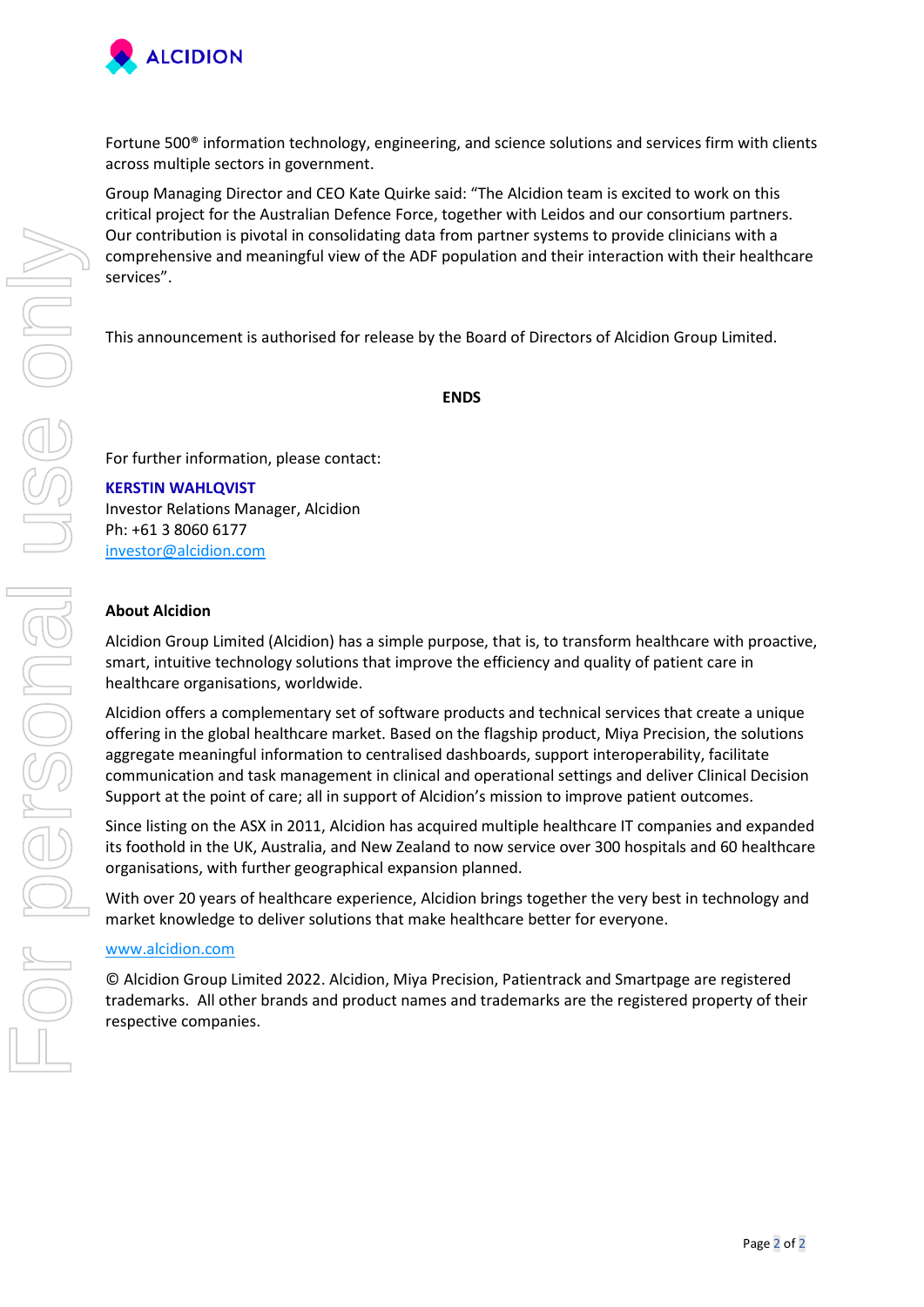Fortune 500® information technology, engineering, and science solutions and services firm with clients across multiple sectors in government.

Group Managing Director and CEO Kate Quirke said: "The Alcidion team is excited to work on this critical project for the Australian Defence Force, together with Leidos and our consortium partners. Our contribution is pivotal in consolidating data from partner systems to provide clinicians with a comprehensive and meaningful view of the ADF population and their interaction with their healthcare services".

This announcement is authorised for release by the Board of Directors of Alcidion Group Limited.

**ENDS**

For further information, please contact:

**KERSTIN WAHLQVIST**
Investor Relations Manager, Alcidion
Ph: +61 3 8060 6177
investor@alcidion.com

**About Alcidion**

Alcidion Group Limited (Alcidion) has a simple purpose, that is, to transform healthcare with proactive, smart, intuitive technology solutions that improve the efficiency and quality of patient care in healthcare organisations, worldwide.

Alcidion offers a complementary set of software products and technical services that create a unique offering in the global healthcare market. Based on the flagship product, Miya Precision, the solutions aggregate meaningful information to centralised dashboards, support interoperability, facilitate communication and task management in clinical and operational settings and deliver Clinical Decision Support at the point of care; all in support of Alcidion's mission to improve patient outcomes.

Since listing on the ASX in 2011, Alcidion has acquired multiple healthcare IT companies and expanded its foothold in the UK, Australia, and New Zealand to now service over 300 hospitals and 60 healthcare organisations, with further geographical expansion planned.

With over 20 years of healthcare experience, Alcidion brings together the very best in technology and market knowledge to deliver solutions that make healthcare better for everyone.

www.alcidion.com

© Alcidion Group Limited 2022. Alcidion, Miya Precision, Patientrack and Smartpage are registered trademarks. All other brands and product names and trademarks are the registered property of their respective companies.